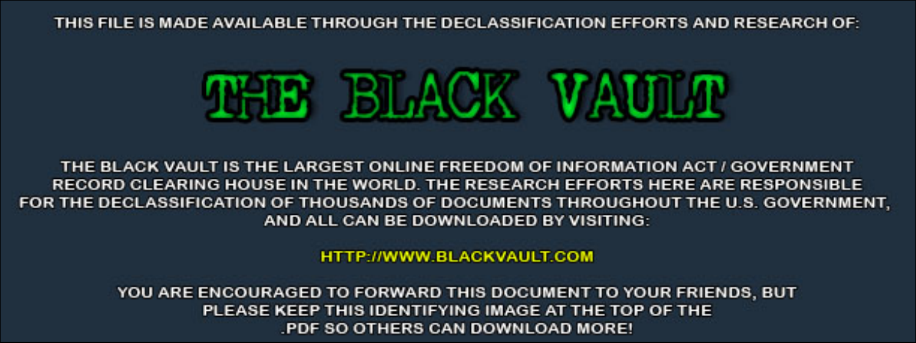THIS FILE IS MADE AVAILABLE THROUGH THE DECLASSIFICATION EFFORTS AND RESEARCH OF:

# THE BLACK VAULT

THE BLACK VAULT IS THE LARGEST ONLINE FREEDOM OF INFORMATION ACT / GOVERNMENT RECORD CLEARING HOUSE IN THE WORLD. THE RESEARCH EFFORTS HERE ARE RESPONSIBLE FOR THE DECLASSIFICATION OF THOUSANDS OF DOCUMENTS THROUGHOUT THE U.S. GOVERNMENT, AND ALL CAN BE DOWNLOADED BY VISITING:

HTTP://WWW.BLACKVAULT.COM

YOU ARE ENCOURAGED TO FORWARD THIS DOCUMENT TO YOUR FRIENDS, BUT PLEASE KEEP THIS IDENTIFYING IMAGE AT THE TOP OF THE .PDF SO OTHERS CAN DOWNLOAD MORE!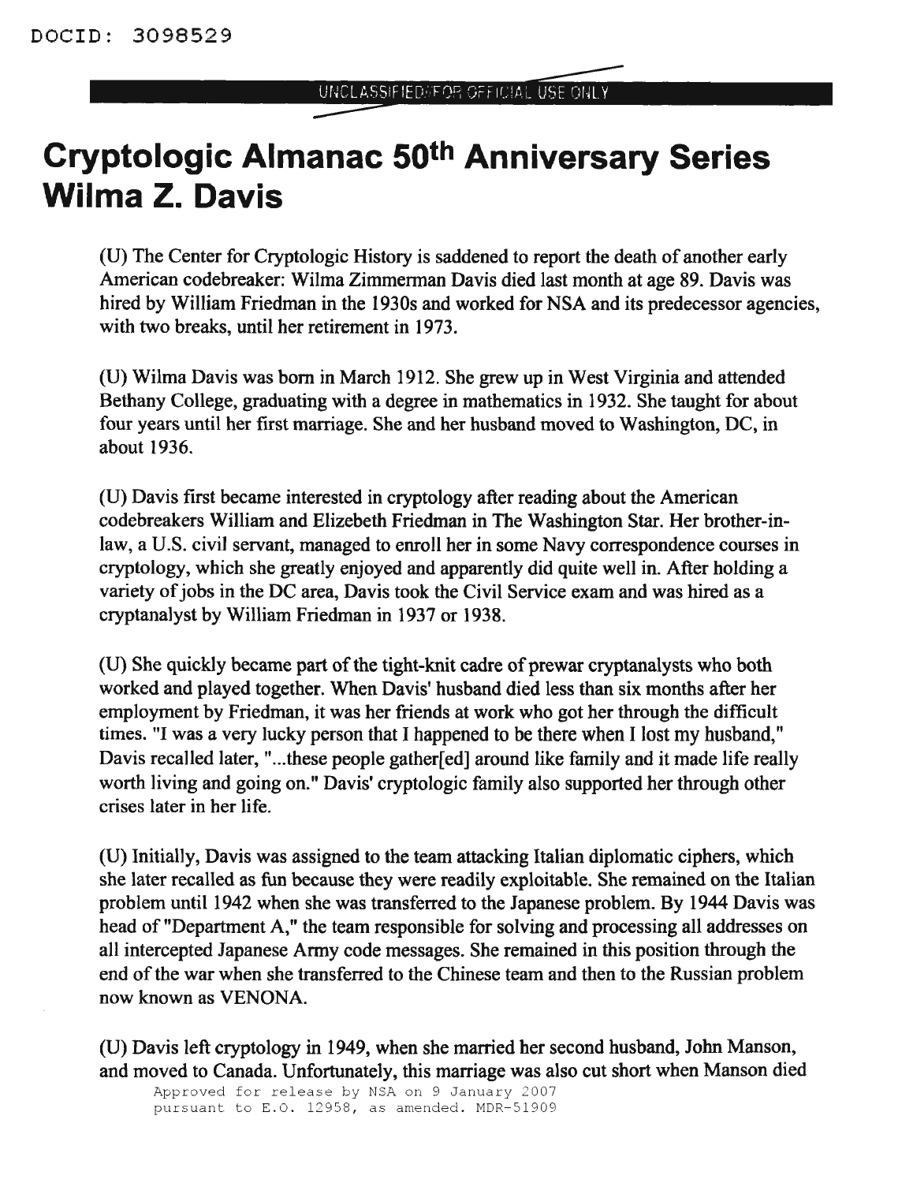# Cryptologic Almanac 50th Anniversary Series Wilma Z. Davis

(U) The Center for Cryptologic History is saddened to report the death of another early American codebreaker: Wilma Zimmerman Davis died last month at age 89. Davis was hired by William Friedman in the 1930s and worked for NSA and its predecessor agencies, with two breaks, until her retirement in 1973.

(U) Wilma Davis was born in March 1912. She grew up in West Virginia and attended Bethany College, graduating with a degree in mathematics in 1932. She taught for about four years until her first marriage. She and her husband moved to Washington, DC, in about 1936.

(U) Davis first became interested in cryptology after reading about the American codebreakers William and Elizebeth Friedman in The Washington Star. Her brother-in-law, a U.S. civil servant, managed to enroll her in some Navy correspondence courses in cryptology, which she greatly enjoyed and apparently did quite well in. After holding a variety of jobs in the DC area, Davis took the Civil Service exam and was hired as a cryptanalyst by William Friedman in 1937 or 1938.

(U) She quickly became part of the tight-knit cadre of prewar cryptanalysts who both worked and played together. When Davis' husband died less than six months after her employment by Friedman, it was her friends at work who got her through the difficult times. "I was a very lucky person that I happened to be there when I lost my husband," Davis recalled later, "...these people gather[ed] around like family and it made life really worth living and going on." Davis' cryptologic family also supported her through other crises later in her life.

(U) Initially, Davis was assigned to the team attacking Italian diplomatic ciphers, which she later recalled as fun because they were readily exploitable. She remained on the Italian problem until 1942 when she was transferred to the Japanese problem. By 1944 Davis was head of "Department A," the team responsible for solving and processing all addresses on all intercepted Japanese Army code messages. She remained in this position through the end of the war when she transferred to the Chinese team and then to the Russian problem now known as VENONA.

(U) Davis left cryptology in 1949, when she married her second husband, John Manson, and moved to Canada. Unfortunately, this marriage was also cut short when Manson died

Approved for release by NSA on 9 January 2007 pursuant to E.O. 12958, as amended. MDR-51909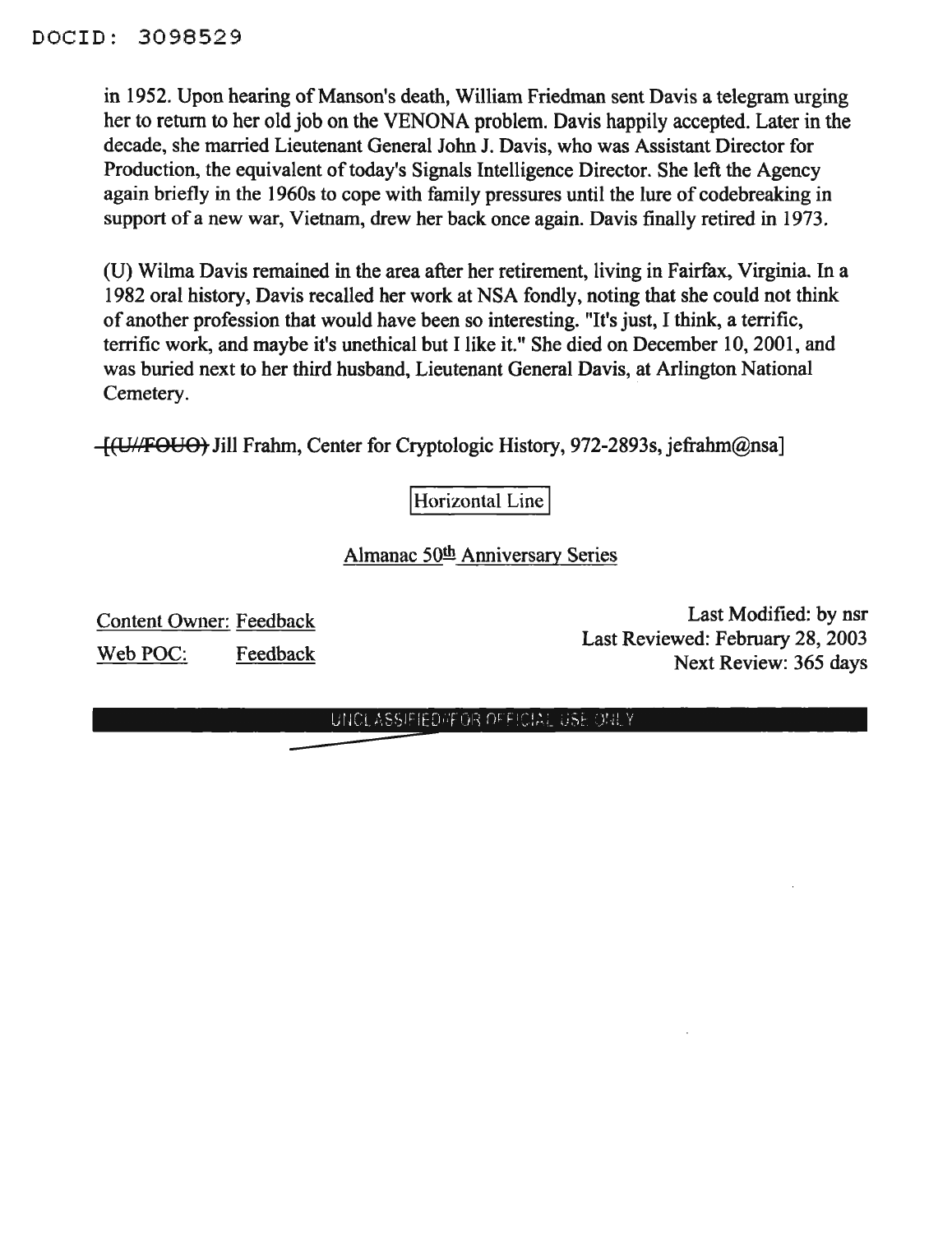in 1952. Upon hearing of Manson's death, William Friedman sent Davis a telegram urging her to return to her old job on the VENONA problem. Davis happily accepted. Later in the decade, she married Lieutenant General John J. Davis, who was Assistant Director for Production, the equivalent of today's Signals Intelligence Director. She left the Agency again briefly in the 1960s to cope with family pressures until the lure of codebreaking in support of a new war, Vietnam, drew her back once again. Davis finally retired in 1973.

(U) Wilma Davis remained in the area after her retirement, living in Fairfax, Virginia. In a 1982 oral history, Davis recalled her work at NSA fondly, noting that she could not think of another profession that would have been so interesting. "It's just, I think, a terrific, terrific work, and maybe it's unethical but I like it." She died on December 10, 2001, and was buried next to her third husband, Lieutenant General Davis, at Arlington National Cemetery.

~~[(U//FOUO)~~ Jill Frahm, Center for Cryptologic History, 972-2893s, jefrahm@nsa]

Horizontal Line

Almanac 50th Anniversary Series

Content Owner: Feedback
Web POC: Feedback

Last Modified: by nsr
Last Reviewed: February 28, 2003
Next Review: 365 days

UNCLASSIFIED//FOR OFFICIAL USE ONLY